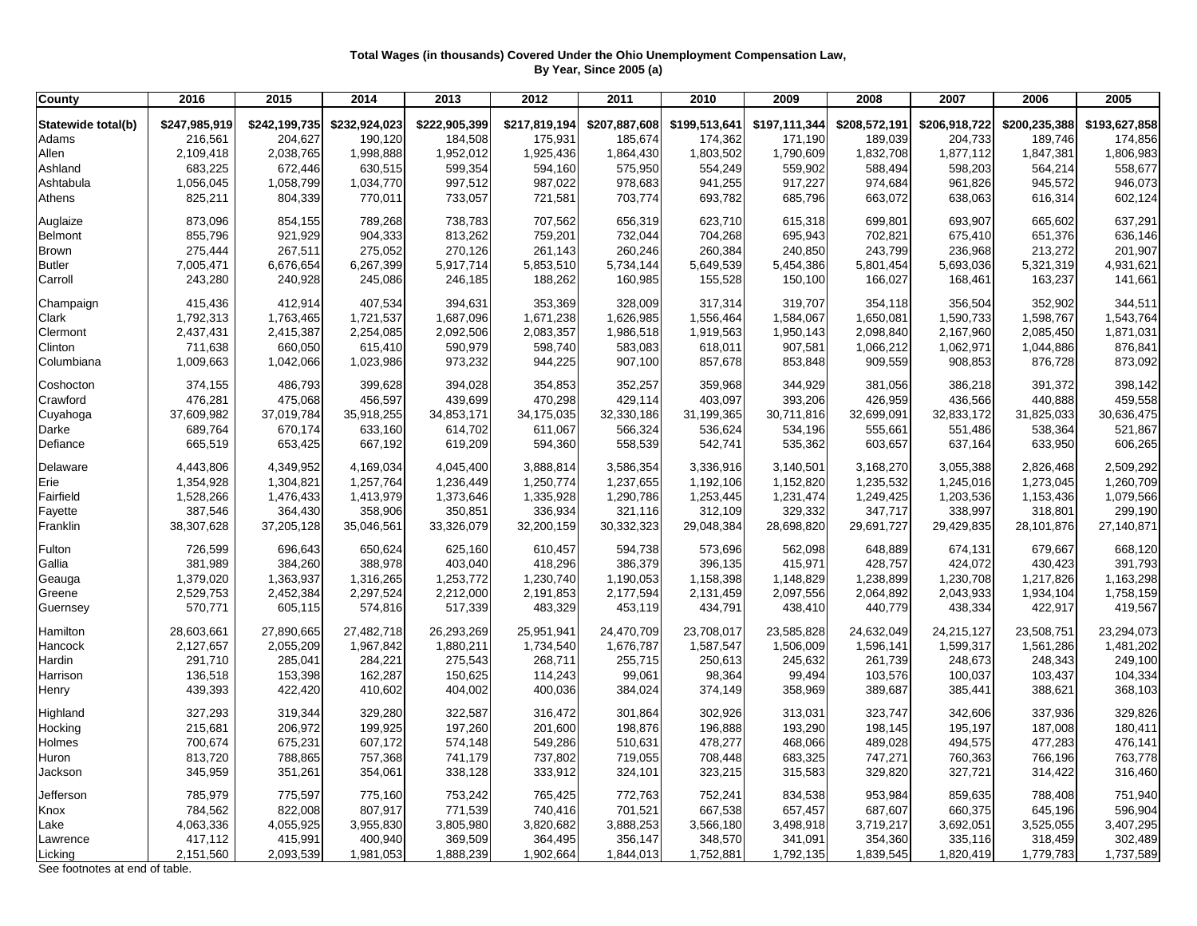**Total Wages (in thousands) Covered Under the Ohio Unemployment Compensation Law,**
**By Year, Since 2005 (a)**

| County | 2016 | 2015 | 2014 | 2013 | 2012 | 2011 | 2010 | 2009 | 2008 | 2007 | 2006 | 2005 |
|---|---|---|---|---|---|---|---|---|---|---|---|---|
| **Statewide total(b)** | **$247,985,919** | **$242,199,735** | **$232,924,023** | **$222,905,399** | **$217,819,194** | **$207,887,608** | **$199,513,641** | **$197,111,344** | **$208,572,191** | **$206,918,722** | **$200,235,388** | **$193,627,858** |
| Adams | 216,561 | 204,627 | 190,120 | 184,508 | 175,931 | 185,674 | 174,362 | 171,190 | 189,039 | 204,733 | 189,746 | 174,856 |
| Allen | 2,109,418 | 2,038,765 | 1,998,888 | 1,952,012 | 1,925,436 | 1,864,430 | 1,803,502 | 1,790,609 | 1,832,708 | 1,877,112 | 1,847,381 | 1,806,983 |
| Ashland | 683,225 | 672,446 | 630,515 | 599,354 | 594,160 | 575,950 | 554,249 | 559,902 | 588,494 | 598,203 | 564,214 | 558,677 |
| Ashtabula | 1,056,045 | 1,058,799 | 1,034,770 | 997,512 | 987,022 | 978,683 | 941,255 | 917,227 | 974,684 | 961,826 | 945,572 | 946,073 |
| Athens | 825,211 | 804,339 | 770,011 | 733,057 | 721,581 | 703,774 | 693,782 | 685,796 | 663,072 | 638,063 | 616,314 | 602,124 |
| Auglaize | 873,096 | 854,155 | 789,268 | 738,783 | 707,562 | 656,319 | 623,710 | 615,318 | 699,801 | 693,907 | 665,602 | 637,291 |
| Belmont | 855,796 | 921,929 | 904,333 | 813,262 | 759,201 | 732,044 | 704,268 | 695,943 | 702,821 | 675,410 | 651,376 | 636,146 |
| Brown | 275,444 | 267,511 | 275,052 | 270,126 | 261,143 | 260,246 | 260,384 | 240,850 | 243,799 | 236,968 | 213,272 | 201,907 |
| Butler | 7,005,471 | 6,676,654 | 6,267,399 | 5,917,714 | 5,853,510 | 5,734,144 | 5,649,539 | 5,454,386 | 5,801,454 | 5,693,036 | 5,321,319 | 4,931,621 |
| Carroll | 243,280 | 240,928 | 245,086 | 246,185 | 188,262 | 160,985 | 155,528 | 150,100 | 166,027 | 168,461 | 163,237 | 141,661 |
| Champaign | 415,436 | 412,914 | 407,534 | 394,631 | 353,369 | 328,009 | 317,314 | 319,707 | 354,118 | 356,504 | 352,902 | 344,511 |
| Clark | 1,792,313 | 1,763,465 | 1,721,537 | 1,687,096 | 1,671,238 | 1,626,985 | 1,556,464 | 1,584,067 | 1,650,081 | 1,590,733 | 1,598,767 | 1,543,764 |
| Clermont | 2,437,431 | 2,415,387 | 2,254,085 | 2,092,506 | 2,083,357 | 1,986,518 | 1,919,563 | 1,950,143 | 2,098,840 | 2,167,960 | 2,085,450 | 1,871,031 |
| Clinton | 711,638 | 660,050 | 615,410 | 590,979 | 598,740 | 583,083 | 618,011 | 907,581 | 1,066,212 | 1,062,971 | 1,044,886 | 876,841 |
| Columbiana | 1,009,663 | 1,042,066 | 1,023,986 | 973,232 | 944,225 | 907,100 | 857,678 | 853,848 | 909,559 | 908,853 | 876,728 | 873,092 |
| Coshocton | 374,155 | 486,793 | 399,628 | 394,028 | 354,853 | 352,257 | 359,968 | 344,929 | 381,056 | 386,218 | 391,372 | 398,142 |
| Crawford | 476,281 | 475,068 | 456,597 | 439,699 | 470,298 | 429,114 | 403,097 | 393,206 | 426,959 | 436,566 | 440,888 | 459,558 |
| Cuyahoga | 37,609,982 | 37,019,784 | 35,918,255 | 34,853,171 | 34,175,035 | 32,330,186 | 31,199,365 | 30,711,816 | 32,699,091 | 32,833,172 | 31,825,033 | 30,636,475 |
| Darke | 689,764 | 670,174 | 633,160 | 614,702 | 611,067 | 566,324 | 536,624 | 534,196 | 555,661 | 551,486 | 538,364 | 521,867 |
| Defiance | 665,519 | 653,425 | 667,192 | 619,209 | 594,360 | 558,539 | 542,741 | 535,362 | 603,657 | 637,164 | 633,950 | 606,265 |
| Delaware | 4,443,806 | 4,349,952 | 4,169,034 | 4,045,400 | 3,888,814 | 3,586,354 | 3,336,916 | 3,140,501 | 3,168,270 | 3,055,388 | 2,826,468 | 2,509,292 |
| Erie | 1,354,928 | 1,304,821 | 1,257,764 | 1,236,449 | 1,250,774 | 1,237,655 | 1,192,106 | 1,152,820 | 1,235,532 | 1,245,016 | 1,273,045 | 1,260,709 |
| Fairfield | 1,528,266 | 1,476,433 | 1,413,979 | 1,373,646 | 1,335,928 | 1,290,786 | 1,253,445 | 1,231,474 | 1,249,425 | 1,203,536 | 1,153,436 | 1,079,566 |
| Fayette | 387,546 | 364,430 | 358,906 | 350,851 | 336,934 | 321,116 | 312,109 | 329,332 | 347,717 | 338,997 | 318,801 | 299,190 |
| Franklin | 38,307,628 | 37,205,128 | 35,046,561 | 33,326,079 | 32,200,159 | 30,332,323 | 29,048,384 | 28,698,820 | 29,691,727 | 29,429,835 | 28,101,876 | 27,140,871 |
| Fulton | 726,599 | 696,643 | 650,624 | 625,160 | 610,457 | 594,738 | 573,696 | 562,098 | 648,889 | 674,131 | 679,667 | 668,120 |
| Gallia | 381,989 | 384,260 | 388,978 | 403,040 | 418,296 | 386,379 | 396,135 | 415,971 | 428,757 | 424,072 | 430,423 | 391,793 |
| Geauga | 1,379,020 | 1,363,937 | 1,316,265 | 1,253,772 | 1,230,740 | 1,190,053 | 1,158,398 | 1,148,829 | 1,238,899 | 1,230,708 | 1,217,826 | 1,163,298 |
| Greene | 2,529,753 | 2,452,384 | 2,297,524 | 2,212,000 | 2,191,853 | 2,177,594 | 2,131,459 | 2,097,556 | 2,064,892 | 2,043,933 | 1,934,104 | 1,758,159 |
| Guernsey | 570,771 | 605,115 | 574,816 | 517,339 | 483,329 | 453,119 | 434,791 | 438,410 | 440,779 | 438,334 | 422,917 | 419,567 |
| Hamilton | 28,603,661 | 27,890,665 | 27,482,718 | 26,293,269 | 25,951,941 | 24,470,709 | 23,708,017 | 23,585,828 | 24,632,049 | 24,215,127 | 23,508,751 | 23,294,073 |
| Hancock | 2,127,657 | 2,055,209 | 1,967,842 | 1,880,211 | 1,734,540 | 1,676,787 | 1,587,547 | 1,506,009 | 1,596,141 | 1,599,317 | 1,561,286 | 1,481,202 |
| Hardin | 291,710 | 285,041 | 284,221 | 275,543 | 268,711 | 255,715 | 250,613 | 245,632 | 261,739 | 248,673 | 248,343 | 249,100 |
| Harrison | 136,518 | 153,398 | 162,287 | 150,625 | 114,243 | 99,061 | 98,364 | 99,494 | 103,576 | 100,037 | 103,437 | 104,334 |
| Henry | 439,393 | 422,420 | 410,602 | 404,002 | 400,036 | 384,024 | 374,149 | 358,969 | 389,687 | 385,441 | 388,621 | 368,103 |
| Highland | 327,293 | 319,344 | 329,280 | 322,587 | 316,472 | 301,864 | 302,926 | 313,031 | 323,747 | 342,606 | 337,936 | 329,826 |
| Hocking | 215,681 | 206,972 | 199,925 | 197,260 | 201,600 | 198,876 | 196,888 | 193,290 | 198,145 | 195,197 | 187,008 | 180,411 |
| Holmes | 700,674 | 675,231 | 607,172 | 574,148 | 549,286 | 510,631 | 478,277 | 468,066 | 489,028 | 494,575 | 477,283 | 476,141 |
| Huron | 813,720 | 788,865 | 757,368 | 741,179 | 737,802 | 719,055 | 708,448 | 683,325 | 747,271 | 760,363 | 766,196 | 763,778 |
| Jackson | 345,959 | 351,261 | 354,061 | 338,128 | 333,912 | 324,101 | 323,215 | 315,583 | 329,820 | 327,721 | 314,422 | 316,460 |
| Jefferson | 785,979 | 775,597 | 775,160 | 753,242 | 765,425 | 772,763 | 752,241 | 834,538 | 953,984 | 859,635 | 788,408 | 751,940 |
| Knox | 784,562 | 822,008 | 807,917 | 771,539 | 740,416 | 701,521 | 667,538 | 657,457 | 687,607 | 660,375 | 645,196 | 596,904 |
| Lake | 4,063,336 | 4,055,925 | 3,955,830 | 3,805,980 | 3,820,682 | 3,888,253 | 3,566,180 | 3,498,918 | 3,719,217 | 3,692,051 | 3,525,055 | 3,407,295 |
| Lawrence | 417,112 | 415,991 | 400,940 | 369,509 | 364,495 | 356,147 | 348,570 | 341,091 | 354,360 | 335,116 | 318,459 | 302,489 |
| Licking | 2,151,560 | 2,093,539 | 1,981,053 | 1,888,239 | 1,902,664 | 1,844,013 | 1,752,881 | 1,792,135 | 1,839,545 | 1,820,419 | 1,779,783 | 1,737,589 |

See footnotes at end of table.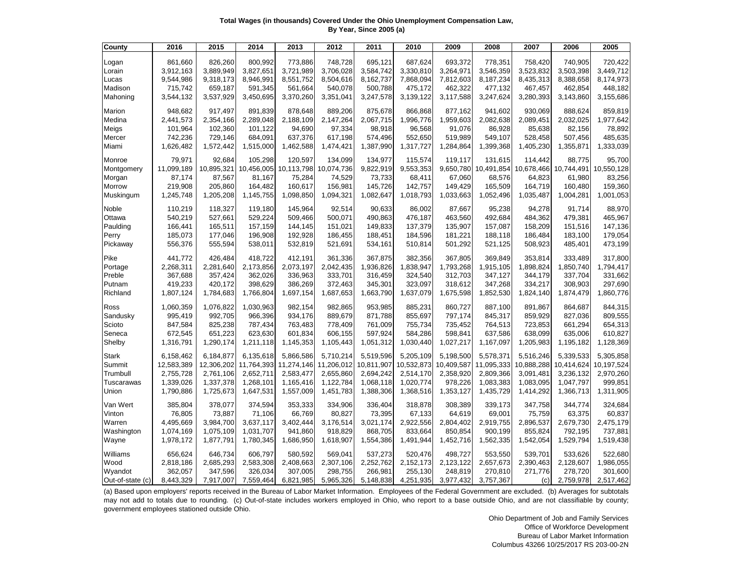**Total Wages (in thousands) Covered Under the Ohio Unemployment Compensation Law,**
**By Year, Since 2005 (a)**

| County | 2016 | 2015 | 2014 | 2013 | 2012 | 2011 | 2010 | 2009 | 2008 | 2007 | 2006 | 2005 |
|---|---|---|---|---|---|---|---|---|---|---|---|---|
| Logan | 861,660 | 826,260 | 800,992 | 773,886 | 748,728 | 695,121 | 687,624 | 693,372 | 778,351 | 758,420 | 740,905 | 720,422 |
| Lorain | 3,912,163 | 3,889,949 | 3,827,651 | 3,721,989 | 3,706,028 | 3,584,742 | 3,330,810 | 3,264,971 | 3,546,359 | 3,523,832 | 3,503,398 | 3,449,712 |
| Lucas | 9,544,986 | 9,318,173 | 8,946,991 | 8,551,752 | 8,504,616 | 8,162,737 | 7,868,094 | 7,812,603 | 8,187,234 | 8,435,313 | 8,388,658 | 8,174,973 |
| Madison | 715,742 | 659,187 | 591,345 | 561,664 | 540,078 | 500,788 | 475,172 | 462,322 | 477,132 | 467,457 | 462,854 | 448,182 |
| Mahoning | 3,544,132 | 3,537,929 | 3,450,695 | 3,370,260 | 3,351,041 | 3,247,578 | 3,139,122 | 3,117,588 | 3,247,624 | 3,280,393 | 3,143,860 | 3,155,686 |
| Marion | 948,682 | 917,497 | 891,839 | 878,648 | 889,206 | 875,678 | 866,868 | 877,162 | 941,602 | 930,069 | 888,624 | 859,819 |
| Medina | 2,441,573 | 2,354,166 | 2,289,048 | 2,188,109 | 2,147,264 | 2,067,715 | 1,996,776 | 1,959,603 | 2,082,638 | 2,089,451 | 2,032,025 | 1,977,642 |
| Meigs | 101,964 | 102,360 | 101,122 | 94,690 | 97,334 | 98,918 | 96,568 | 91,076 | 86,928 | 85,638 | 82,156 | 78,892 |
| Mercer | 742,236 | 729,146 | 684,091 | 637,376 | 617,198 | 574,496 | 552,650 | 519,989 | 549,107 | 528,458 | 507,456 | 485,635 |
| Miami | 1,626,482 | 1,572,442 | 1,515,000 | 1,462,588 | 1,474,421 | 1,387,990 | 1,317,727 | 1,284,864 | 1,399,368 | 1,405,230 | 1,355,871 | 1,333,039 |
| Monroe | 79,971 | 92,684 | 105,298 | 120,597 | 134,099 | 134,977 | 115,574 | 119,117 | 131,615 | 114,442 | 88,775 | 95,700 |
| Montgomery | 11,099,189 | 10,895,321 | 10,456,005 | 10,113,798 | 10,074,736 | 9,822,919 | 9,553,353 | 9,650,780 | 10,491,854 | 10,678,466 | 10,744,491 | 10,550,128 |
| Morgan | 87,174 | 87,567 | 81,167 | 75,284 | 74,529 | 73,733 | 68,411 | 67,060 | 68,576 | 64,823 | 61,980 | 83,256 |
| Morrow | 219,908 | 205,860 | 164,482 | 160,617 | 156,981 | 145,726 | 142,757 | 149,429 | 165,509 | 164,719 | 160,480 | 159,360 |
| Muskingum | 1,245,748 | 1,205,208 | 1,145,755 | 1,098,850 | 1,094,321 | 1,082,647 | 1,018,793 | 1,033,663 | 1,052,496 | 1,035,487 | 1,004,281 | 1,001,053 |
| Noble | 110,219 | 118,327 | 119,180 | 145,964 | 92,514 | 90,633 | 86,002 | 87,667 | 95,238 | 94,278 | 91,714 | 88,970 |
| Ottawa | 540,219 | 527,661 | 529,224 | 509,466 | 500,071 | 490,863 | 476,187 | 463,560 | 492,684 | 484,362 | 479,381 | 465,967 |
| Paulding | 166,441 | 165,511 | 157,159 | 144,145 | 151,021 | 149,833 | 137,379 | 135,907 | 157,087 | 158,209 | 151,516 | 147,136 |
| Perry | 185,073 | 177,046 | 196,908 | 192,928 | 186,455 | 188,451 | 184,596 | 181,221 | 188,118 | 186,484 | 183,100 | 179,054 |
| Pickaway | 556,376 | 555,594 | 538,011 | 532,819 | 521,691 | 534,161 | 510,814 | 501,292 | 521,125 | 508,923 | 485,401 | 473,199 |
| Pike | 441,772 | 426,484 | 418,722 | 412,191 | 361,336 | 367,875 | 382,356 | 367,805 | 369,849 | 353,814 | 333,489 | 317,800 |
| Portage | 2,268,311 | 2,281,640 | 2,173,856 | 2,073,197 | 2,042,435 | 1,936,826 | 1,838,947 | 1,793,268 | 1,915,105 | 1,898,824 | 1,850,740 | 1,794,417 |
| Preble | 367,688 | 357,424 | 362,026 | 336,963 | 333,701 | 316,459 | 324,540 | 312,703 | 347,127 | 344,179 | 337,704 | 331,662 |
| Putnam | 419,233 | 420,172 | 398,629 | 386,269 | 372,463 | 345,301 | 323,097 | 318,612 | 347,268 | 334,217 | 308,903 | 297,690 |
| Richland | 1,807,124 | 1,784,683 | 1,766,804 | 1,697,154 | 1,687,653 | 1,663,790 | 1,637,079 | 1,675,598 | 1,852,530 | 1,824,140 | 1,874,479 | 1,860,776 |
| Ross | 1,060,359 | 1,076,822 | 1,030,963 | 982,154 | 982,865 | 953,985 | 885,231 | 860,727 | 887,100 | 891,867 | 864,687 | 844,315 |
| Sandusky | 995,419 | 992,705 | 966,396 | 934,176 | 889,679 | 871,788 | 855,697 | 797,174 | 845,317 | 859,929 | 827,036 | 809,555 |
| Scioto | 847,584 | 825,238 | 787,434 | 763,483 | 778,409 | 761,009 | 755,734 | 735,452 | 764,513 | 723,853 | 661,294 | 654,313 |
| Seneca | 672,545 | 651,223 | 623,630 | 601,834 | 606,155 | 597,924 | 584,286 | 598,841 | 637,586 | 638,099 | 635,006 | 610,827 |
| Shelby | 1,316,791 | 1,290,174 | 1,211,118 | 1,145,353 | 1,105,443 | 1,051,312 | 1,030,440 | 1,027,217 | 1,167,097 | 1,205,983 | 1,195,182 | 1,128,369 |
| Stark | 6,158,462 | 6,184,877 | 6,135,618 | 5,866,586 | 5,710,214 | 5,519,596 | 5,205,109 | 5,198,500 | 5,578,371 | 5,516,246 | 5,339,533 | 5,305,858 |
| Summit | 12,583,389 | 12,306,202 | 11,764,393 | 11,274,146 | 11,206,012 | 10,811,907 | 10,532,873 | 10,409,587 | 11,095,333 | 10,888,288 | 10,414,624 | 10,197,524 |
| Trumbull | 2,755,728 | 2,761,106 | 2,652,711 | 2,583,477 | 2,655,860 | 2,694,242 | 2,514,170 | 2,358,920 | 2,809,366 | 3,091,481 | 3,236,132 | 2,970,260 |
| Tuscarawas | 1,339,026 | 1,337,378 | 1,268,101 | 1,165,416 | 1,122,784 | 1,068,118 | 1,020,774 | 978,226 | 1,083,383 | 1,083,095 | 1,047,797 | 999,851 |
| Union | 1,790,886 | 1,725,673 | 1,647,531 | 1,557,009 | 1,451,783 | 1,388,306 | 1,368,516 | 1,353,127 | 1,435,729 | 1,414,292 | 1,366,713 | 1,311,905 |
| Van Wert | 385,804 | 378,077 | 374,594 | 353,333 | 334,906 | 336,404 | 318,878 | 308,389 | 339,173 | 347,758 | 344,774 | 324,684 |
| Vinton | 76,805 | 73,887 | 71,106 | 66,769 | 80,827 | 73,395 | 67,133 | 64,619 | 69,001 | 75,759 | 63,375 | 60,837 |
| Warren | 4,495,669 | 3,984,700 | 3,637,117 | 3,402,444 | 3,176,514 | 3,021,174 | 2,922,556 | 2,804,402 | 2,919,755 | 2,896,537 | 2,679,730 | 2,475,179 |
| Washington | 1,074,169 | 1,075,109 | 1,031,707 | 941,860 | 918,829 | 868,705 | 833,664 | 850,854 | 900,199 | 855,824 | 792,195 | 737,881 |
| Wayne | 1,978,172 | 1,877,791 | 1,780,345 | 1,686,950 | 1,618,907 | 1,554,386 | 1,491,944 | 1,452,716 | 1,562,335 | 1,542,054 | 1,529,794 | 1,519,438 |
| Williams | 656,624 | 646,734 | 606,797 | 580,592 | 569,041 | 537,273 | 520,476 | 498,727 | 553,550 | 539,701 | 533,626 | 522,680 |
| Wood | 2,818,186 | 2,685,293 | 2,583,308 | 2,408,663 | 2,307,106 | 2,252,762 | 2,152,173 | 2,123,122 | 2,657,673 | 2,390,463 | 2,128,607 | 1,986,055 |
| Wyandot | 362,057 | 347,596 | 326,034 | 307,005 | 298,755 | 266,981 | 255,130 | 248,819 | 270,810 | 271,776 | 278,720 | 301,600 |
| Out-of-state (c) | 8,443,329 | 7,917,007 | 7,559,464 | 6,821,985 | 5,965,326 | 5,148,838 | 4,251,935 | 3,977,432 | 3,757,367 | (c) | 2,759,978 | 2,517,462 |

(a) Based upon employers' reports received in the Bureau of Labor Market Information. Employees of the Federal Government are excluded. (b) Averages for subtotals may not add to totals due to rounding. (c) Out-of-state includes workers employed in Ohio, who report to a base outside Ohio, and are not classifiable by county; government employees stationed outside Ohio.

Ohio Department of Job and Family Services
Office of Workforce Development
Bureau of Labor Market Information
Columbus 43266 10/25/2017 RS 203-00-2N